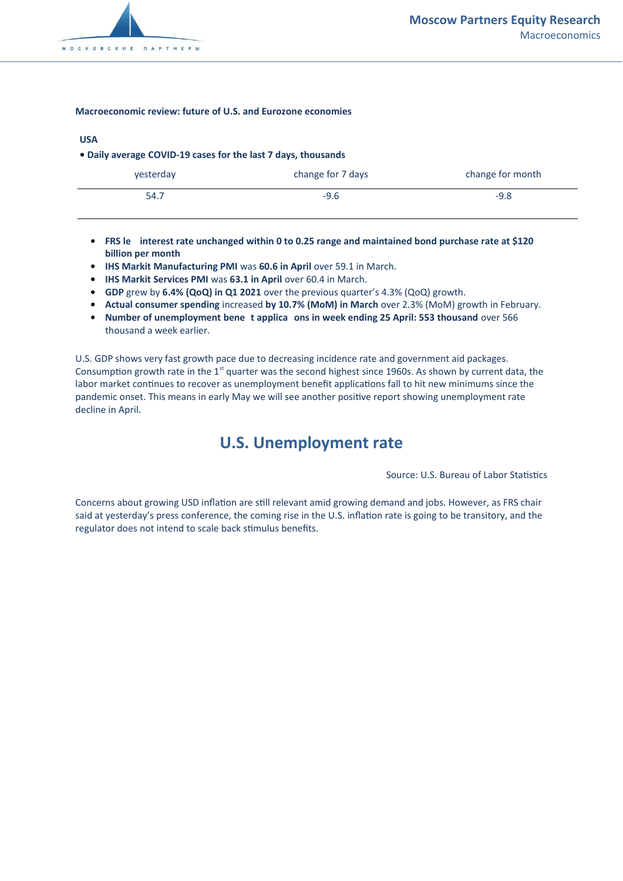**Macroeconomic review: future of U.S. and Eurozone economies**

**USA**

**• Daily average COVID-19 cases for the last 7 days, thousands**

| yesterday | change for 7 days | change for month |
|---|---|---|
| 54.7 | -9.6 | -9.8 |

- **FRS le  interest rate unchanged within 0 to 0.25 range and maintained bond purchase rate at $120 billion per month**
- **IHS Markit Manufacturing PMI** was **60.6 in April** over 59.1 in March.
- **IHS Markit Services PMI** was **63.1 in April** over 60.4 in March.
- **GDP** grew by **6.4% (QoQ) in Q1 2021** over the previous quarter's 4.3% (QoQ) growth.
- **Actual consumer spending** increased **by 10.7% (MoM) in March** over 2.3% (MoM) growth in February.
- **Number of unemployment bene  t applica  ons in week ending 25 April: 553 thousand** over 566 thousand a week earlier.

U.S. GDP shows very fast growth pace due to decreasing incidence rate and government aid packages. Consumption growth rate in the 1st quarter was the second highest since 1960s. As shown by current data, the labor market continues to recover as unemployment benefit applications fall to hit new minimums since the pandemic onset. This means in early May we will see another positive report showing unemployment rate decline in April.

## U.S. Unemployment rate

Source: U.S. Bureau of Labor Statistics

Concerns about growing USD inflation are still relevant amid growing demand and jobs. However, as FRS chair said at yesterday's press conference, the coming rise in the U.S. inflation rate is going to be transitory, and the regulator does not intend to scale back stimulus benefits.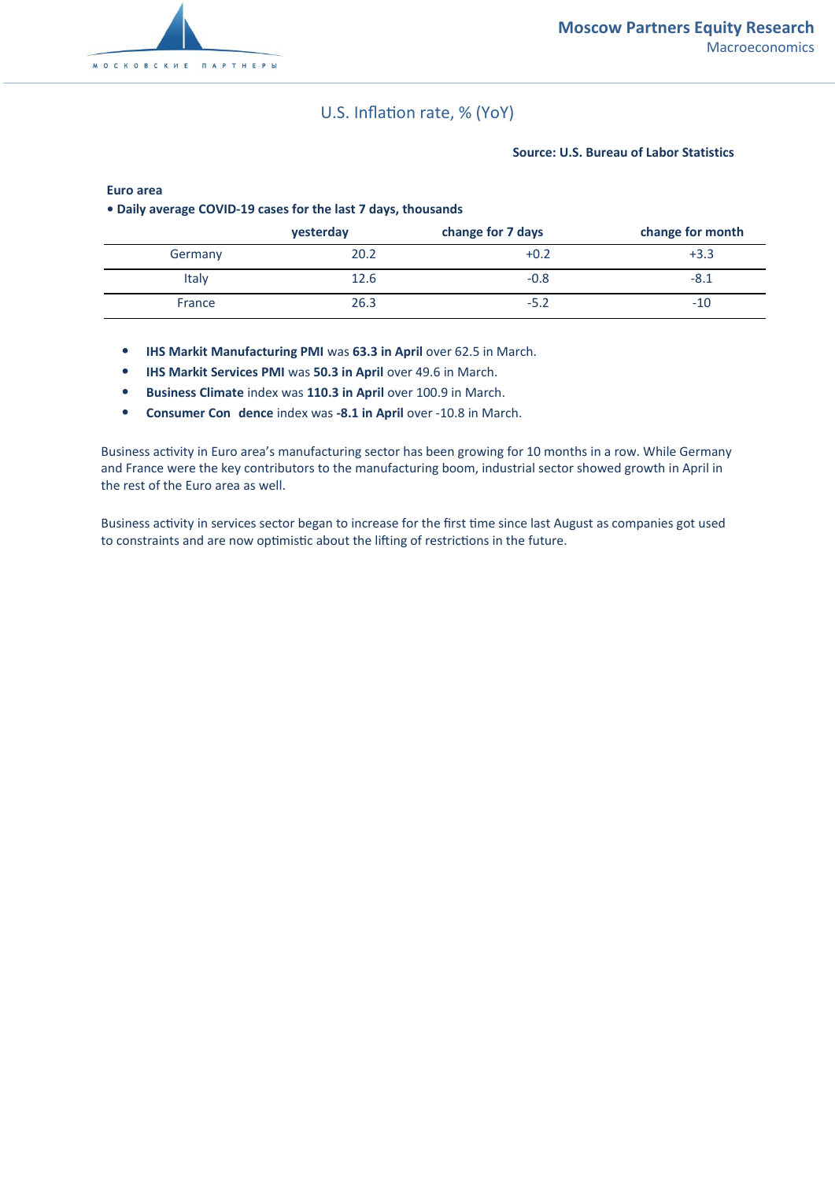U.S. Inflation rate, % (YoY)

**Source: U.S. Bureau of Labor Statistics**

**Euro area**

**• Daily average COVID-19 cases for the last 7 days, thousands**

| | yesterday | change for 7 days | change for month |
|---|---|---|---|
| Germany | 20.2 | +0.2 | +3.3 |
| Italy | 12.6 | -0.8 | -8.1 |
| France | 26.3 | -5.2 | -10 |

- **IHS Markit Manufacturing PMI** was **63.3 in April** over 62.5 in March.
- **IHS Markit Services PMI** was **50.3 in April** over 49.6 in March.
- **Business Climate** index was **110.3 in April** over 100.9 in March.
- **Consumer Con  dence** index was **-8.1 in April** over -10.8 in March.

Business activity in Euro area's manufacturing sector has been growing for 10 months in a row. While Germany and France were the key contributors to the manufacturing boom, industrial sector showed growth in April in the rest of the Euro area as well.

Business activity in services sector began to increase for the first time since last August as companies got used to constraints and are now optimistic about the lifting of restrictions in the future.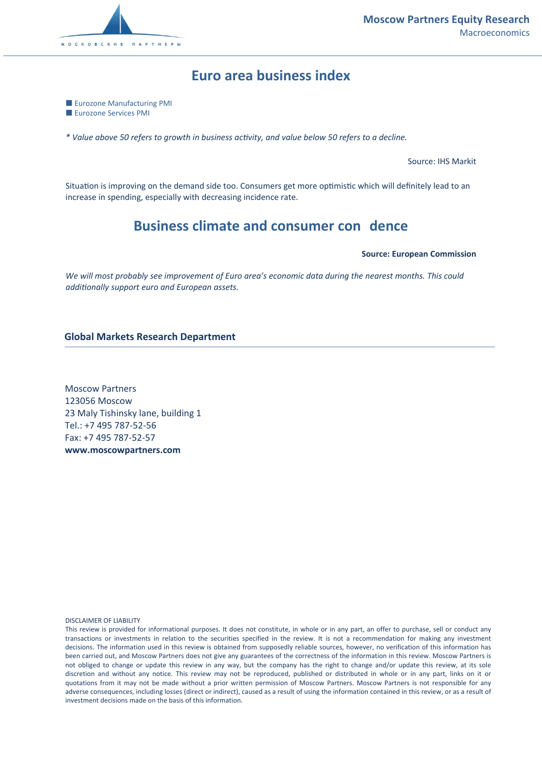# Euro area business index

■ Eurozone Manufacturing PMI
■ Eurozone Services PMI

*\* Value above 50 refers to growth in business activity, and value below 50 refers to a decline.*

Source: IHS Markit

Situation is improving on the demand side too. Consumers get more optimistic which will definitely lead to an increase in spending, especially with decreasing incidence rate.

# Business climate and consumer con dence

**Source: European Commission**

*We will most probably see improvement of Euro area's economic data during the nearest months. This could additionally support euro and European assets.*

## Global Markets Research Department

Moscow Partners
123056 Moscow
23 Maly Tishinsky lane, building 1
Tel.: +7 495 787-52-56
Fax: +7 495 787-52-57
**www.moscowpartners.com**

DISCLAIMER OF LIABILITY
This review is provided for informational purposes. It does not constitute, in whole or in any part, an offer to purchase, sell or conduct any transactions or investments in relation to the securities specified in the review. It is not a recommendation for making any investment decisions. The information used in this review is obtained from supposedly reliable sources, however, no verification of this information has been carried out, and Moscow Partners does not give any guarantees of the correctness of the information in this review. Moscow Partners is not obliged to change or update this review in any way, but the company has the right to change and/or update this review, at its sole discretion and without any notice. This review may not be reproduced, published or distributed in whole or in any part, links on it or quotations from it may not be made without a prior written permission of Moscow Partners. Moscow Partners is not responsible for any adverse consequences, including losses (direct or indirect), caused as a result of using the information contained in this review, or as a result of investment decisions made on the basis of this information.